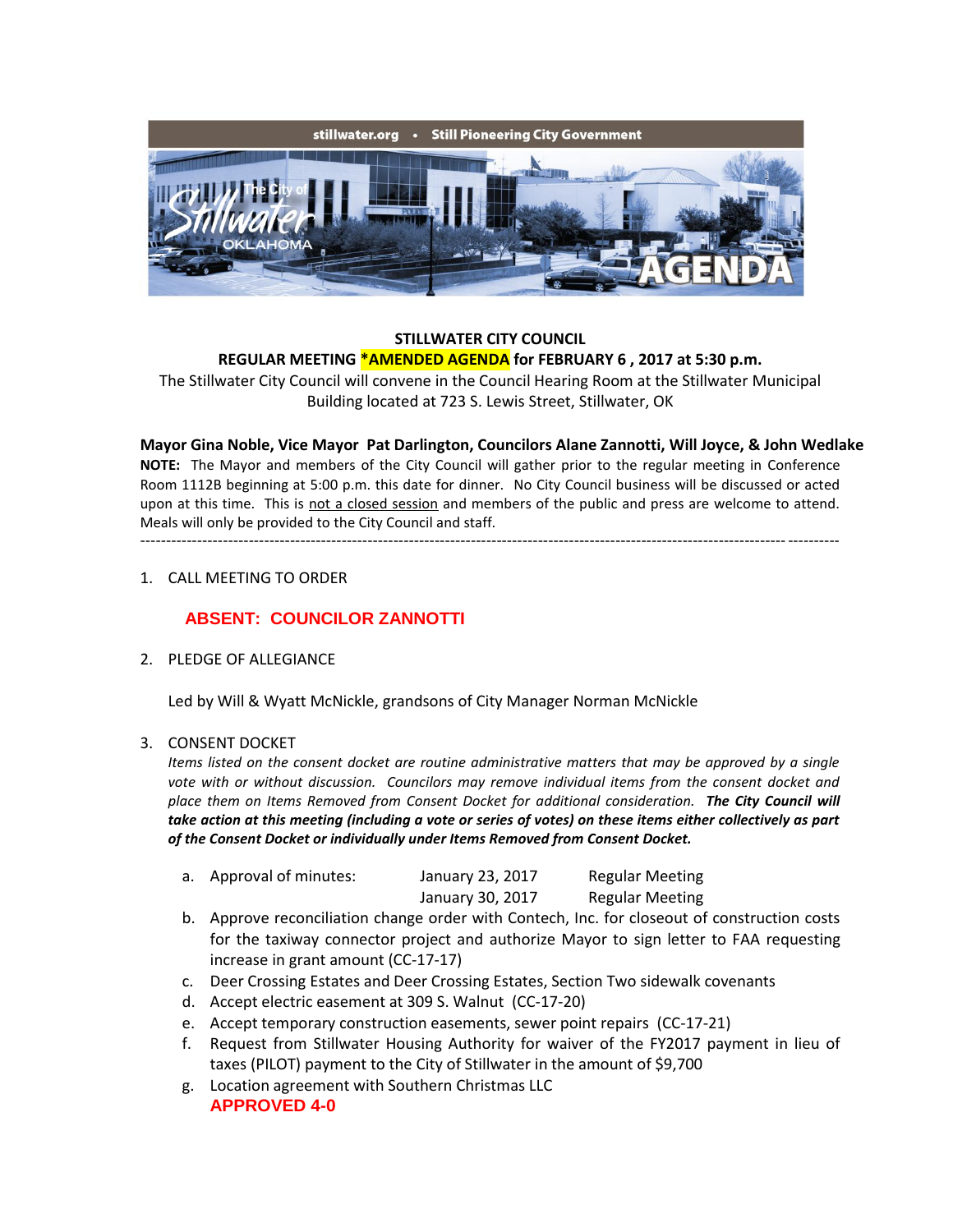stillwater.org • Still Pioneering City Government

# STILLWATER CITY COUNCIL

## REGULAR MEETING *AMENDED AGENDA for FEBRUARY 6 , 2017 at 5:30 p.m.

The Stillwater City Council will convene in the Council Hearing Room at the Stillwater Municipal Building located at 723 S. Lewis Street, Stillwater, OK

**Mayor Gina Noble, Vice Mayor Pat Darlington, Councilors Alane Zannotti, Will Joyce, & John Wedlake**

**NOTE:** The Mayor and members of the City Council will gather prior to the regular meeting in Conference Room 1112B beginning at 5:00 p.m. this date for dinner. No City Council business will be discussed or acted upon at this time. This is not a closed session and members of the public and press are welcome to attend. Meals will only be provided to the City Council and staff.

---

1. CALL MEETING TO ORDER

   **ABSENT: COUNCILOR ZANNOTTI**

2. PLEDGE OF ALLEGIANCE

   Led by Will & Wyatt McNickle, grandsons of City Manager Norman McNickle

3. CONSENT DOCKET

   *Items listed on the consent docket are routine administrative matters that may be approved by a single vote with or without discussion. Councilors may remove individual items from the consent docket and place them on Items Removed from Consent Docket for additional consideration.* ***The City Council will take action at this meeting (including a vote or series of votes) on these items either collectively as part of the Consent Docket or individually under Items Removed from Consent Docket.***

   a. Approval of minutes: January 23, 2017 Regular Meeting
      January 30, 2017 Regular Meeting
   b. Approve reconciliation change order with Contech, Inc. for closeout of construction costs for the taxiway connector project and authorize Mayor to sign letter to FAA requesting increase in grant amount (CC-17-17)
   c. Deer Crossing Estates and Deer Crossing Estates, Section Two sidewalk covenants
   d. Accept electric easement at 309 S. Walnut (CC-17-20)
   e. Accept temporary construction easements, sewer point repairs (CC-17-21)
   f. Request from Stillwater Housing Authority for waiver of the FY2017 payment in lieu of taxes (PILOT) payment to the City of Stillwater in the amount of $9,700
   g. Location agreement with Southern Christmas LLC

   **APPROVED 4-0**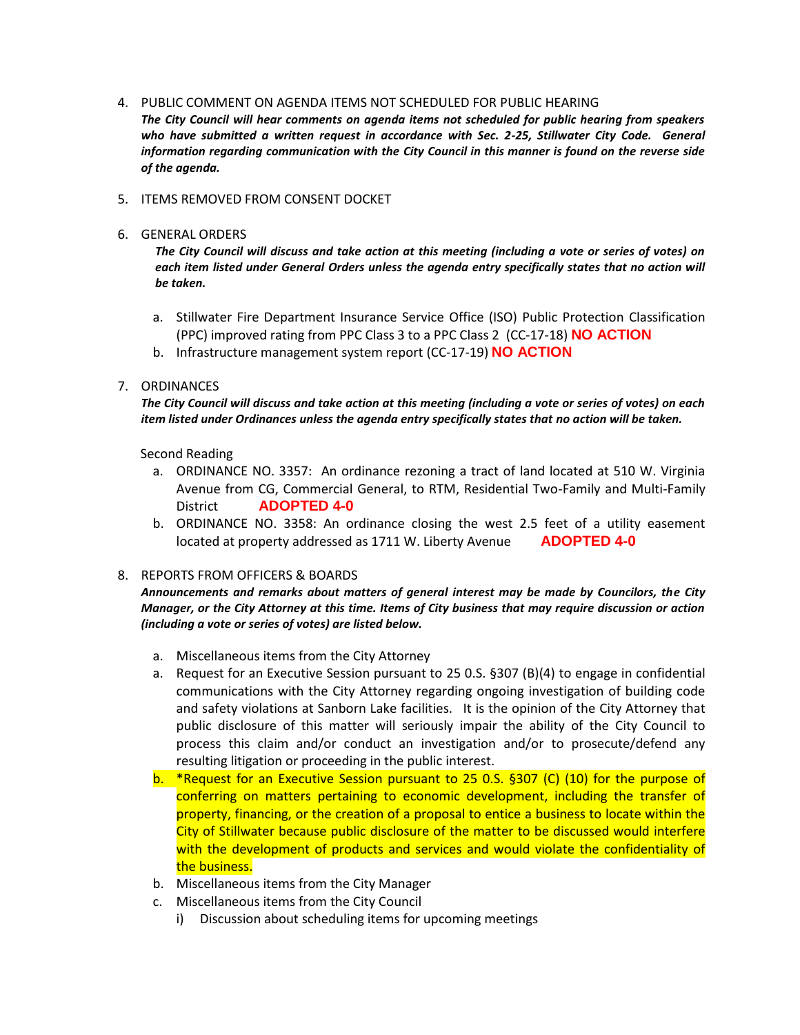4. PUBLIC COMMENT ON AGENDA ITEMS NOT SCHEDULED FOR PUBLIC HEARING

   ***The City Council will hear comments on agenda items not scheduled for public hearing from speakers who have submitted a written request in accordance with Sec. 2-25, Stillwater City Code. General information regarding communication with the City Council in this manner is found on the reverse side of the agenda.***

5. ITEMS REMOVED FROM CONSENT DOCKET

6. GENERAL ORDERS

   ***The City Council will discuss and take action at this meeting (including a vote or series of votes) on each item listed under General Orders unless the agenda entry specifically states that no action will be taken.***

   a. Stillwater Fire Department Insurance Service Office (ISO) Public Protection Classification (PPC) improved rating from PPC Class 3 to a PPC Class 2 (CC-17-18) **NO ACTION**
   b. Infrastructure management system report (CC-17-19) **NO ACTION**

7. ORDINANCES

   ***The City Council will discuss and take action at this meeting (including a vote or series of votes) on each item listed under Ordinances unless the agenda entry specifically states that no action will be taken.***

   Second Reading

   a. ORDINANCE NO. 3357: An ordinance rezoning a tract of land located at 510 W. Virginia Avenue from CG, Commercial General, to RTM, Residential Two-Family and Multi-Family District **ADOPTED 4-0**
   b. ORDINANCE NO. 3358: An ordinance closing the west 2.5 feet of a utility easement located at property addressed as 1711 W. Liberty Avenue **ADOPTED 4-0**

8. REPORTS FROM OFFICERS & BOARDS

   ***Announcements and remarks about matters of general interest may be made by Councilors, the City Manager, or the City Attorney at this time. Items of City business that may require discussion or action (including a vote or series of votes) are listed below.***

   a. Miscellaneous items from the City Attorney
   a. Request for an Executive Session pursuant to 25 O.S. §307 (B)(4) to engage in confidential communications with the City Attorney regarding ongoing investigation of building code and safety violations at Sanborn Lake facilities. It is the opinion of the City Attorney that public disclosure of this matter will seriously impair the ability of the City Council to process this claim and/or conduct an investigation and/or to prosecute/defend any resulting litigation or proceeding in the public interest.
   b. *Request for an Executive Session pursuant to 25 O.S. §307 (C) (10) for the purpose of conferring on matters pertaining to economic development, including the transfer of property, financing, or the creation of a proposal to entice a business to locate within the City of Stillwater because public disclosure of the matter to be discussed would interfere with the development of products and services and would violate the confidentiality of the business.
   b. Miscellaneous items from the City Manager
   c. Miscellaneous items from the City Council
      i) Discussion about scheduling items for upcoming meetings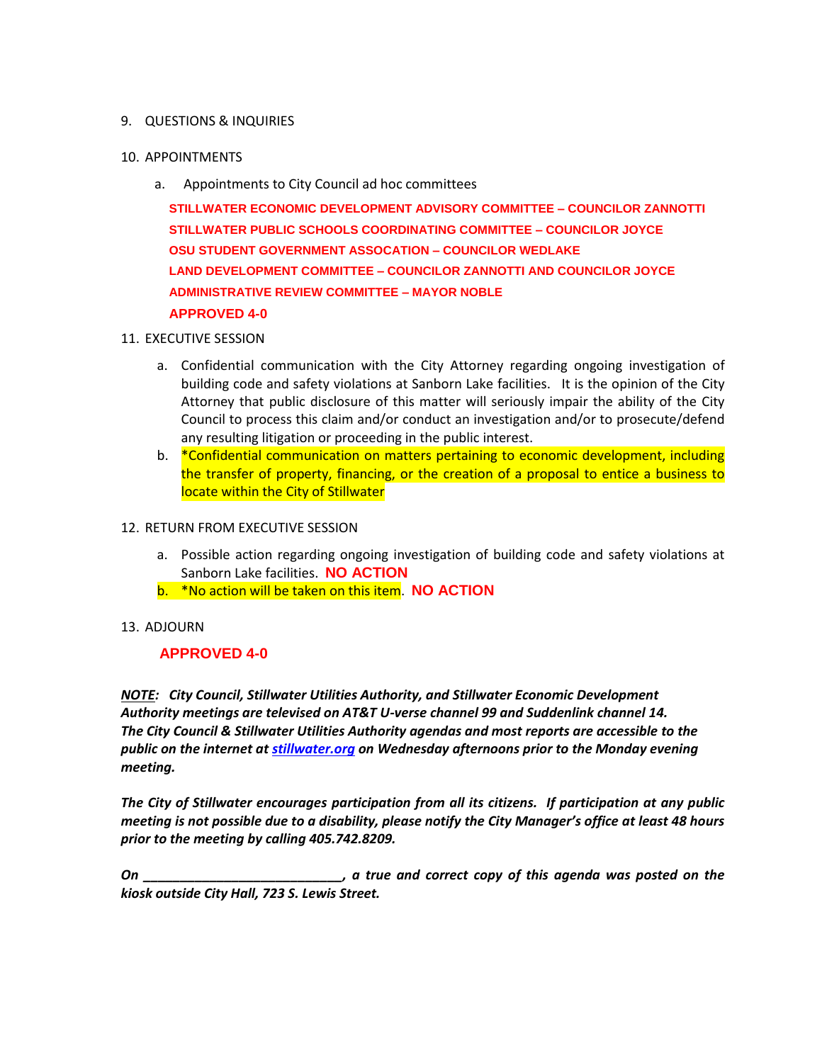9. QUESTIONS & INQUIRIES

10. APPOINTMENTS

    a. Appointments to City Council ad hoc committees

    **STILLWATER ECONOMIC DEVELOPMENT ADVISORY COMMITTEE – COUNCILOR ZANNOTTI**

    **STILLWATER PUBLIC SCHOOLS COORDINATING COMMITTEE – COUNCILOR JOYCE**

    **OSU STUDENT GOVERNMENT ASSOCATION – COUNCILOR WEDLAKE**

    **LAND DEVELOPMENT COMMITTEE – COUNCILOR ZANNOTTI AND COUNCILOR JOYCE**

    **ADMINISTRATIVE REVIEW COMMITTEE – MAYOR NOBLE**

    **APPROVED 4-0**

11. EXECUTIVE SESSION

    a. Confidential communication with the City Attorney regarding ongoing investigation of building code and safety violations at Sanborn Lake facilities. It is the opinion of the City Attorney that public disclosure of this matter will seriously impair the ability of the City Council to process this claim and/or conduct an investigation and/or to prosecute/defend any resulting litigation or proceeding in the public interest.

    b. *Confidential communication on matters pertaining to economic development, including the transfer of property, financing, or the creation of a proposal to entice a business to locate within the City of Stillwater

12. RETURN FROM EXECUTIVE SESSION

    a. Possible action regarding ongoing investigation of building code and safety violations at Sanborn Lake facilities. **NO ACTION**

    b. *No action will be taken on this item. **NO ACTION**

13. ADJOURN

    **APPROVED 4-0**

***NOTE**: City Council, Stillwater Utilities Authority, and Stillwater Economic Development Authority meetings are televised on AT&T U-verse channel 99 and Suddenlink channel 14. The City Council & Stillwater Utilities Authority agendas and most reports are accessible to the public on the internet at [stillwater.org](http://stillwater.org) on Wednesday afternoons prior to the Monday evening meeting.*

*The City of Stillwater encourages participation from all its citizens. If participation at any public meeting is not possible due to a disability, please notify the City Manager's office at least 48 hours prior to the meeting by calling 405.742.8209.*

*On ____________________________, a true and correct copy of this agenda was posted on the kiosk outside City Hall, 723 S. Lewis Street.*